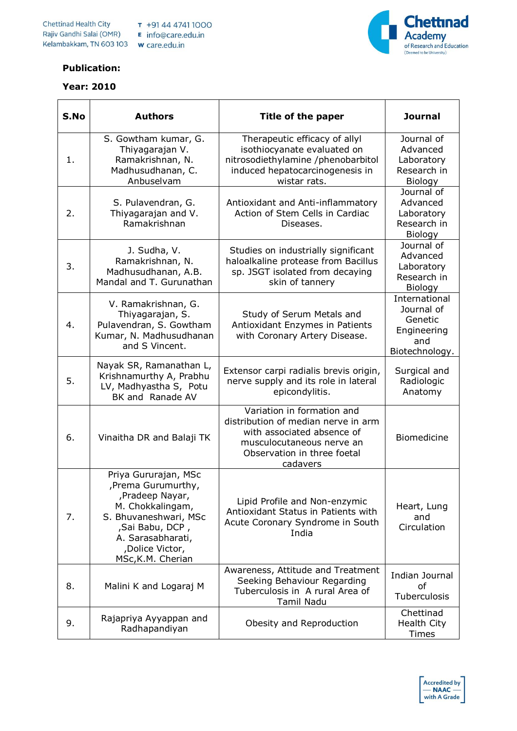**Publication:**

**Year: 2010**

| S.No | Authors | Title of the paper | Journal |
|---|---|---|---|
| 1. | S. Gowtham kumar, G. Thiyagarajan V. Ramakrishnan, N. Madhusudhanan, C. Anbuselvam | Therapeutic efficacy of allyl isothiocyanate evaluated on nitrosodiethylamine /phenobarbitol induced hepatocarcinogenesis in wistar rats. | Journal of Advanced Laboratory Research in Biology |
| 2. | S. Pulavendran, G. Thiyagarajan and V. Ramakrishnan | Antioxidant and Anti-inflammatory Action of Stem Cells in Cardiac Diseases. | Journal of Advanced Laboratory Research in Biology |
| 3. | J. Sudha, V. Ramakrishnan, N. Madhusudhanan, A.B. Mandal and T. Gurunathan | Studies on industrially significant haloalkaline protease from Bacillus sp. JSGT isolated from decaying skin of tannery | Journal of Advanced Laboratory Research in Biology |
| 4. | V. Ramakrishnan, G. Thiyagarajan, S. Pulavendran, S. Gowtham Kumar, N. Madhusudhanan and S Vincent. | Study of Serum Metals and Antioxidant Enzymes in Patients with Coronary Artery Disease. | International Journal of Genetic Engineering and Biotechnology. |
| 5. | Nayak SR, Ramanathan L, Krishnamurthy A, Prabhu LV, Madhyastha S, Potu BK and Ranade AV | Extensor carpi radialis brevis origin, nerve supply and its role in lateral epicondylitis. | Surgical and Radiologic Anatomy |
| 6. | Vinaitha DR and Balaji TK | Variation in formation and distribution of median nerve in arm with associated absence of musculocutaneous nerve an Observation in three foetal cadavers | Biomedicine |
| 7. | Priya Gururajan, MSc ,Prema Gurumurthy, ,Pradeep Nayar, M. Chokkalingam, S. Bhuvaneshwari, MSc ,Sai Babu, DCP , A. Sarasabharati, ,Dolice Victor, MSc,K.M. Cherian | Lipid Profile and Non-enzymic Antioxidant Status in Patients with Acute Coronary Syndrome in South India | Heart, Lung and Circulation |
| 8. | Malini K and Logaraj M | Awareness, Attitude and Treatment Seeking Behaviour Regarding Tuberculosis in A rural Area of Tamil Nadu | Indian Journal of Tuberculosis |
| 9. | Rajapriya Ayyappan and Radhapandiyan | Obesity and Reproduction | Chettinad Health City Times |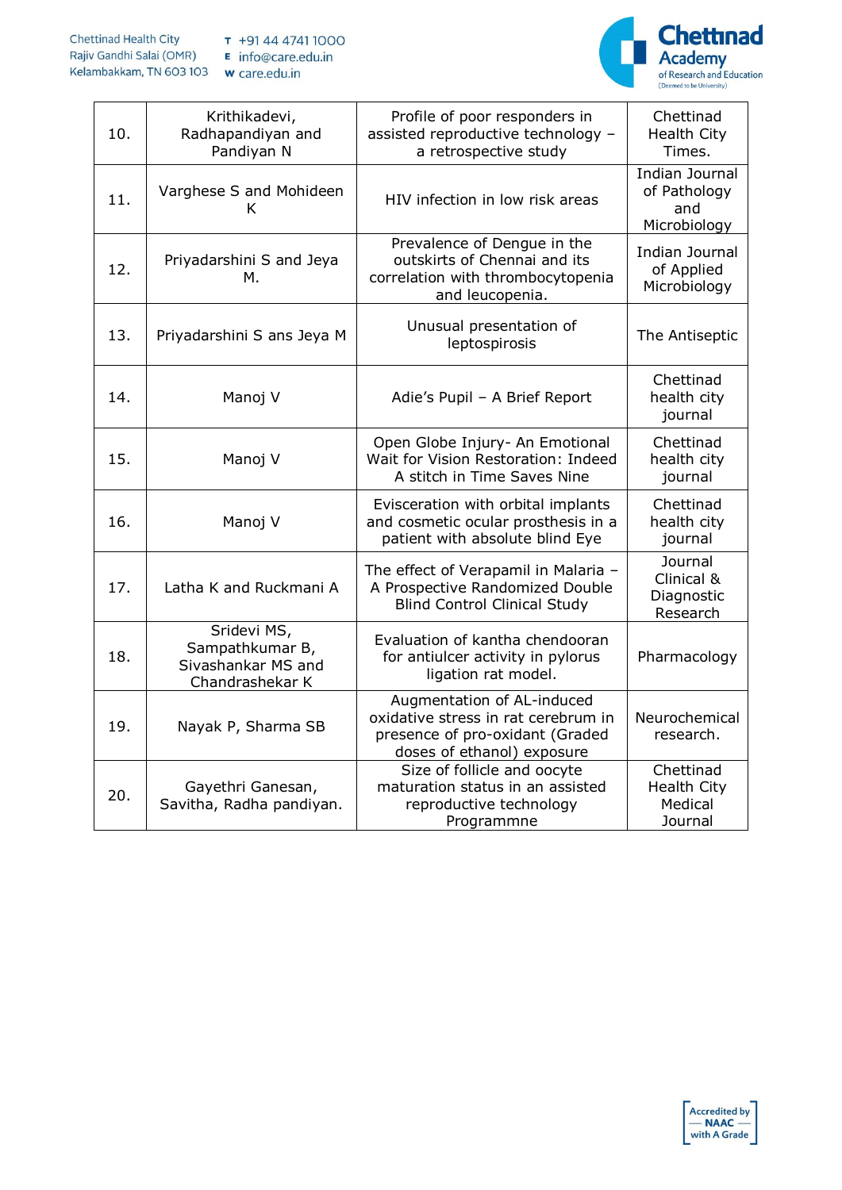| | | | |
|---|---|---|---|
| 10. | Krithikadevi, Radhapandiyan and Pandiyan N | Profile of poor responders in assisted reproductive technology – a retrospective study | Chettinad Health City Times. |
| 11. | Varghese S and Mohideen K | HIV infection in low risk areas | Indian Journal of Pathology and Microbiology |
| 12. | Priyadarshini S and Jeya M. | Prevalence of Dengue in the outskirts of Chennai and its correlation with thrombocytopenia and leucopenia. | Indian Journal of Applied Microbiology |
| 13. | Priyadarshini S ans Jeya M | Unusual presentation of leptospirosis | The Antiseptic |
| 14. | Manoj V | Adie's Pupil – A Brief Report | Chettinad health city journal |
| 15. | Manoj V | Open Globe Injury- An Emotional Wait for Vision Restoration: Indeed A stitch in Time Saves Nine | Chettinad health city journal |
| 16. | Manoj V | Evisceration with orbital implants and cosmetic ocular prosthesis in a patient with absolute blind Eye | Chettinad health city journal |
| 17. | Latha K and Ruckmani A | The effect of Verapamil in Malaria – A Prospective Randomized Double Blind Control Clinical Study | Journal Clinical & Diagnostic Research |
| 18. | Sridevi MS, Sampathkumar B, Sivashankar MS and Chandrashekar K | Evaluation of kantha chendooran for antiulcer activity in pylorus ligation rat model. | Pharmacology |
| 19. | Nayak P, Sharma SB | Augmentation of AL-induced oxidative stress in rat cerebrum in presence of pro-oxidant (Graded doses of ethanol) exposure | Neurochemical research. |
| 20. | Gayethri Ganesan, Savitha, Radha pandiyan. | Size of follicle and oocyte maturation status in an assisted reproductive technology Programmne | Chettinad Health City Medical Journal |